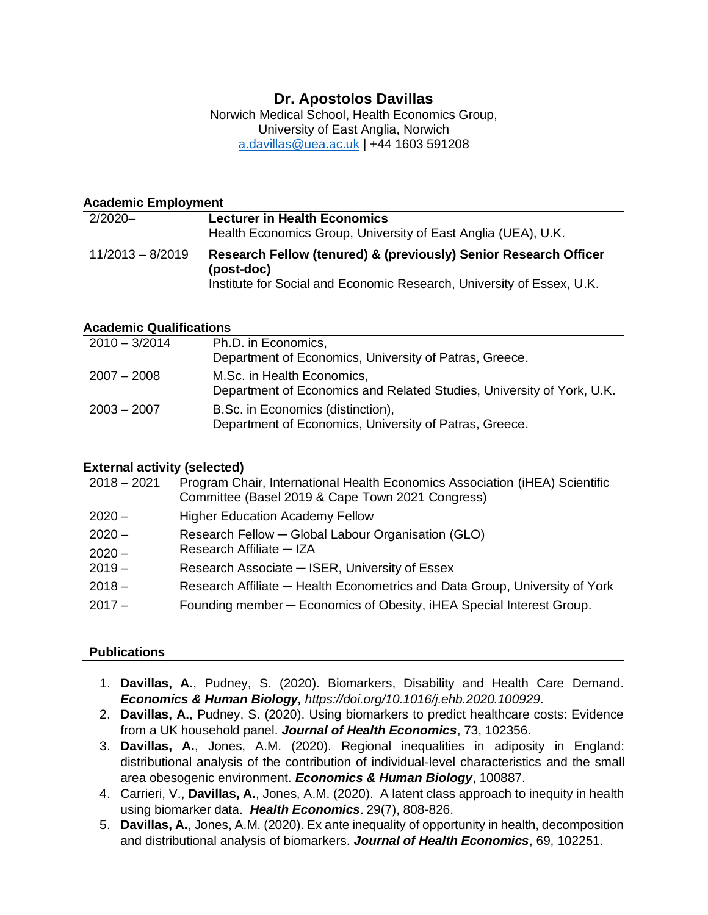# Dr. Apostolos Davillas

Norwich Medical School, Health Economics Group,
University of East Anglia, Norwich
a.davillas@uea.ac.uk | +44 1603 591208

## Academic Employment

| | |
|---|---|
| 2/2020– | **Lecturer in Health Economics**<br>Health Economics Group, University of East Anglia (UEA), U.K. |
| 11/2013 – 8/2019 | **Research Fellow (tenured) & (previously) Senior Research Officer (post-doc)**<br>Institute for Social and Economic Research, University of Essex, U.K. |

## Academic Qualifications

| | |
|---|---|
| 2010 – 3/2014 | Ph.D. in Economics,<br>Department of Economics, University of Patras, Greece. |
| 2007 – 2008 | M.Sc. in Health Economics,<br>Department of Economics and Related Studies, University of York, U.K. |
| 2003 – 2007 | B.Sc. in Economics (distinction),<br>Department of Economics, University of Patras, Greece. |

## External activity (selected)

| | |
|---|---|
| 2018 – 2021 | Program Chair, International Health Economics Association (iHEA) Scientific Committee (Basel 2019 & Cape Town 2021 Congress) |
| 2020 – | Higher Education Academy Fellow |
| 2020 – | Research Fellow – Global Labour Organisation (GLO) |
| 2020 – | Research Affiliate – IZA |
| 2019 – | Research Associate – ISER, University of Essex |
| 2018 – | Research Affiliate – Health Econometrics and Data Group, University of York |
| 2017 – | Founding member – Economics of Obesity, iHEA Special Interest Group. |

## Publications

1. **Davillas, A.**, Pudney, S. (2020). Biomarkers, Disability and Health Care Demand. ***Economics & Human Biology,*** *https://doi.org/10.1016/j.ehb.2020.100929*.
2. **Davillas, A.**, Pudney, S. (2020). Using biomarkers to predict healthcare costs: Evidence from a UK household panel. ***Journal of Health Economics***, 73, 102356.
3. **Davillas, A.**, Jones, A.M. (2020). Regional inequalities in adiposity in England: distributional analysis of the contribution of individual-level characteristics and the small area obesogenic environment. ***Economics & Human Biology***, 100887.
4. Carrieri, V., **Davillas, A.**, Jones, A.M. (2020). A latent class approach to inequity in health using biomarker data. ***Health Economics***. 29(7), 808-826.
5. **Davillas, A.**, Jones, A.M. (2020). Ex ante inequality of opportunity in health, decomposition and distributional analysis of biomarkers. ***Journal of Health Economics***, 69, 102251.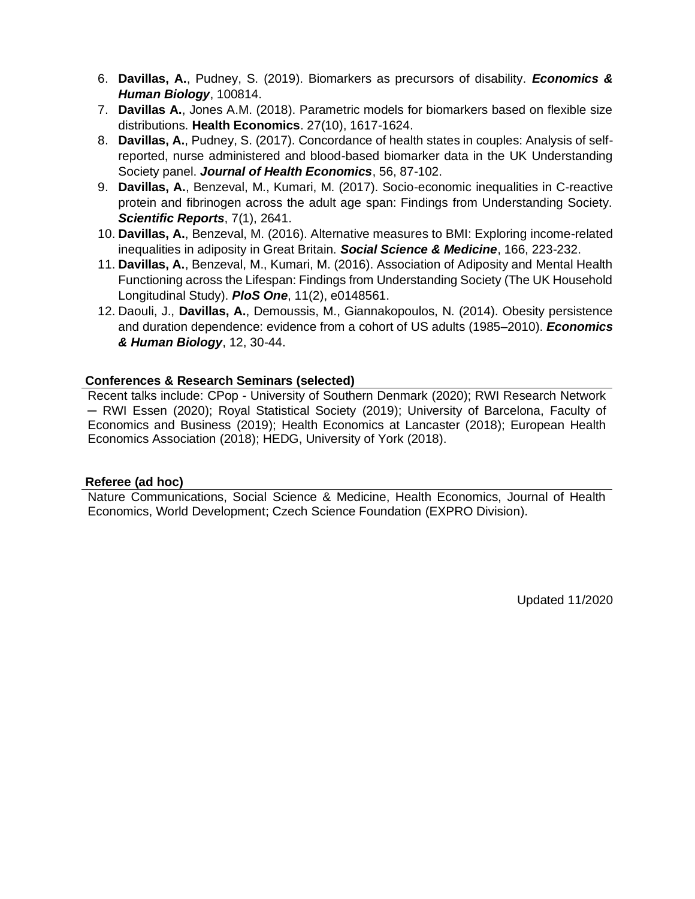6. **Davillas, A.**, Pudney, S. (2019). Biomarkers as precursors of disability. ***Economics & Human Biology***, 100814.
7. **Davillas A.**, Jones A.M. (2018). Parametric models for biomarkers based on flexible size distributions. **Health Economics**. 27(10), 1617-1624.
8. **Davillas, A.**, Pudney, S. (2017). Concordance of health states in couples: Analysis of self-reported, nurse administered and blood-based biomarker data in the UK Understanding Society panel. ***Journal of Health Economics***, 56, 87-102.
9. **Davillas, A.**, Benzeval, M., Kumari, M. (2017). Socio-economic inequalities in C-reactive protein and fibrinogen across the adult age span: Findings from Understanding Society. ***Scientific Reports***, 7(1), 2641.
10. **Davillas, A.**, Benzeval, M. (2016). Alternative measures to BMI: Exploring income-related inequalities in adiposity in Great Britain. ***Social Science & Medicine***, 166, 223-232.
11. **Davillas, A.**, Benzeval, M., Kumari, M. (2016). Association of Adiposity and Mental Health Functioning across the Lifespan: Findings from Understanding Society (The UK Household Longitudinal Study). ***PloS One***, 11(2), e0148561.
12. Daouli, J., **Davillas, A.**, Demoussis, M., Giannakopoulos, N. (2014). Obesity persistence and duration dependence: evidence from a cohort of US adults (1985–2010). ***Economics & Human Biology***, 12, 30-44.

### Conferences & Research Seminars (selected)

Recent talks include: CPop - University of Southern Denmark (2020); RWI Research Network ─ RWI Essen (2020); Royal Statistical Society (2019); University of Barcelona, Faculty of Economics and Business (2019); Health Economics at Lancaster (2018); European Health Economics Association (2018); HEDG, University of York (2018).

### Referee (ad hoc)

Nature Communications, Social Science & Medicine, Health Economics, Journal of Health Economics, World Development; Czech Science Foundation (EXPRO Division).

Updated 11/2020